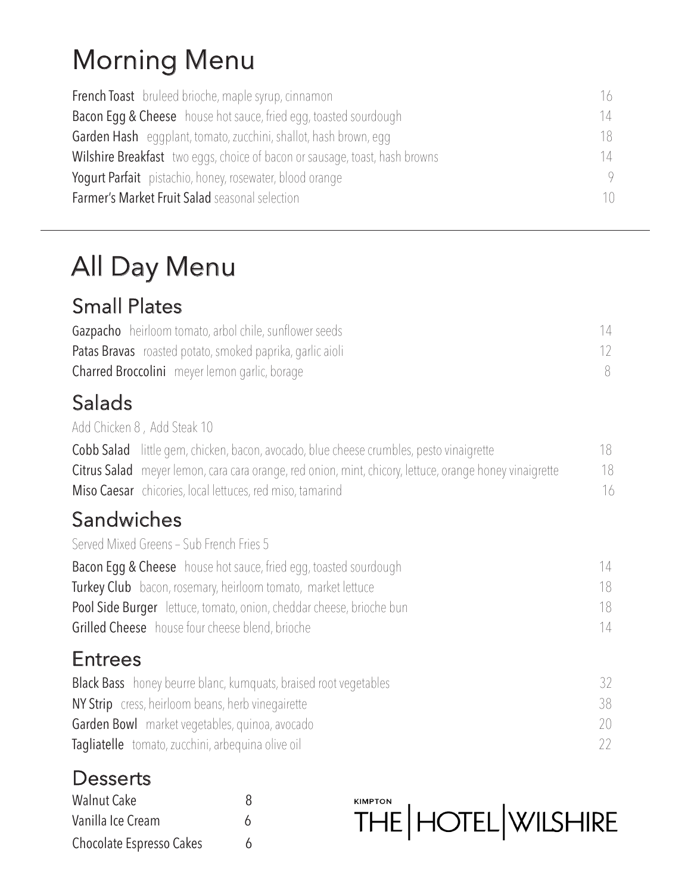# Morning Menu

**French Toast** bruleed brioche, maple syrup, cinnamon 16

**Bacon Egg & Cheese** house hot sauce, fried egg, toasted sourdough 14

**Garden Hash** eggplant, tomato, zucchini, shallot, hash brown, egg 18

**Wilshire Breakfast** two eggs, choice of bacon or sausage, toast, hash browns 14

**Yogurt Parfait** pistachio, honey, rosewater, blood orange 9

**Farmer's Market Fruit Salad** seasonal selection 10

---

# All Day Menu

## Small Plates

**Gazpacho** heirloom tomato, arbol chile, sunflower seeds 14

**Patas Bravas** roasted potato, smoked paprika, garlic aioli 12

**Charred Broccolini** meyer lemon garlic, borage 8

## Salads

Add Chicken 8 , Add Steak 10

**Cobb Salad** little gem, chicken, bacon, avocado, blue cheese crumbles, pesto vinaigrette 18

**Citrus Salad** meyer lemon, cara cara orange, red onion, mint, chicory, lettuce, orange honey vinaigrette 18

**Miso Caesar** chicories, local lettuces, red miso, tamarind 16

## Sandwiches

Served Mixed Greens – Sub French Fries 5

**Bacon Egg & Cheese** house hot sauce, fried egg, toasted sourdough 14

**Turkey Club** bacon, rosemary, heirloom tomato, market lettuce 18

**Pool Side Burger** lettuce, tomato, onion, cheddar cheese, brioche bun 18

**Grilled Cheese** house four cheese blend, brioche 14

## Entrees

**Black Bass** honey beurre blanc, kumquats, braised root vegetables 32

**NY Strip** cress, heirloom beans, herb vinegairette 38

**Garden Bowl** market vegetables, quinoa, avocado 20

**Tagliatelle** tomato, zucchini, arbequina olive oil 22

## Desserts

Walnut Cake 8

Vanilla Ice Cream 6

Chocolate Espresso Cakes 6

KIMPTON THE | HOTEL | WILSHIRE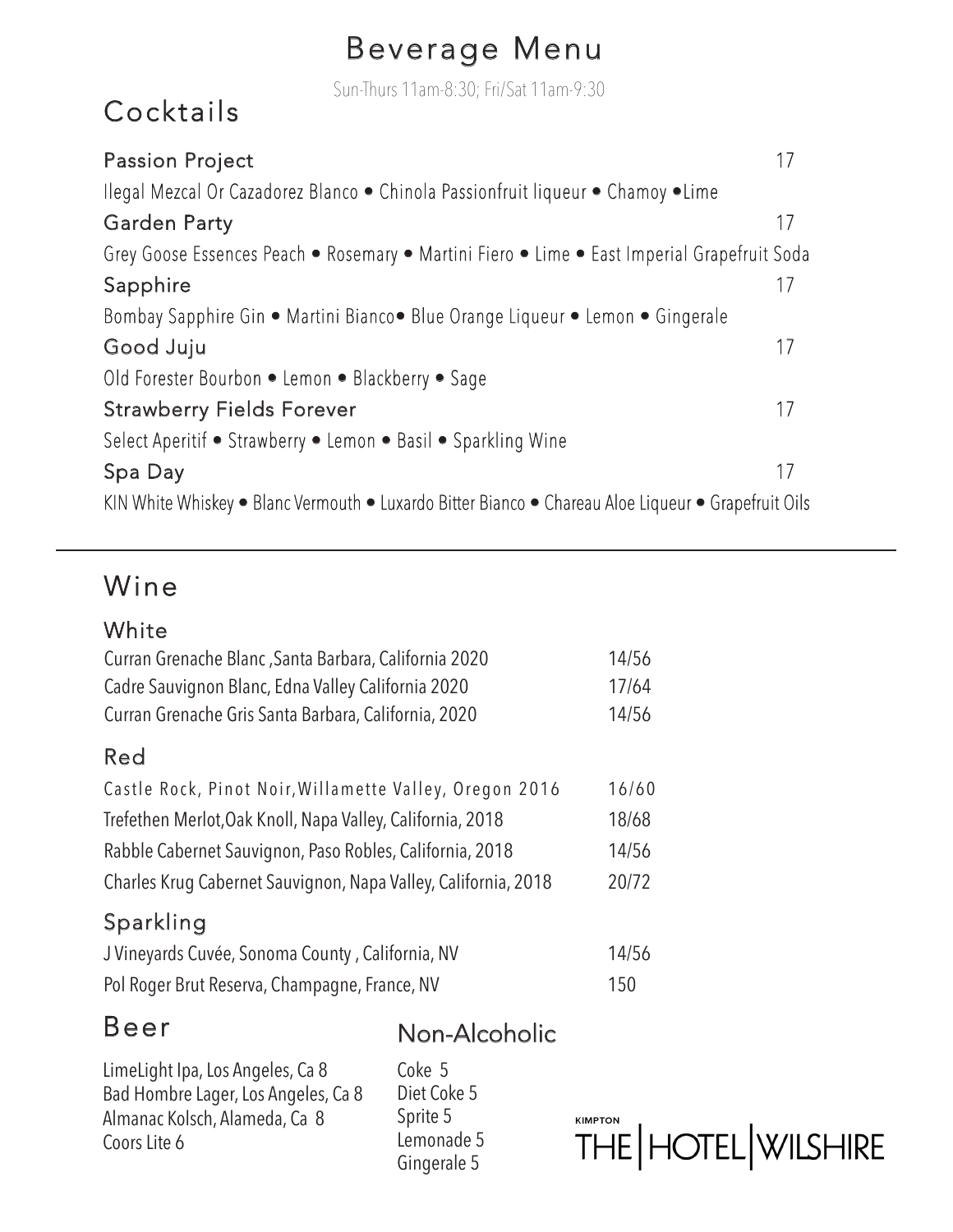# Beverage Menu

Sun-Thurs 11am-8:30; Fri/Sat 11am-9:30

## Cocktails

**Passion Project** 17
Ilegal Mezcal Or Cazadorez Blanco • Chinola Passionfruit liqueur • Chamoy •Lime

**Garden Party** 17
Grey Goose Essences Peach • Rosemary • Martini Fiero • Lime • East Imperial Grapefruit Soda

**Sapphire** 17
Bombay Sapphire Gin • Martini Bianco• Blue Orange Liqueur • Lemon • Gingerale

**Good Juju** 17
Old Forester Bourbon • Lemon • Blackberry • Sage

**Strawberry Fields Forever** 17
Select Aperitif • Strawberry • Lemon • Basil • Sparkling Wine

**Spa Day** 17
KIN White Whiskey • Blanc Vermouth • Luxardo Bitter Bianco • Chareau Aloe Liqueur • Grapefruit Oils

---

## Wine

### White

| | |
|---|---|
| Curran Grenache Blanc ,Santa Barbara, California 2020 | 14/56 |
| Cadre Sauvignon Blanc, Edna Valley California 2020 | 17/64 |
| Curran Grenache Gris Santa Barbara, California, 2020 | 14/56 |

### Red

| | |
|---|---|
| Castle Rock, Pinot Noir,Willamette Valley, Oregon 2016 | 16/60 |
| Trefethen Merlot,Oak Knoll, Napa Valley, California, 2018 | 18/68 |
| Rabble Cabernet Sauvignon, Paso Robles, California, 2018 | 14/56 |
| Charles Krug Cabernet Sauvignon, Napa Valley, California, 2018 | 20/72 |

### Sparkling

| | |
|---|---|
| J Vineyards Cuvée, Sonoma County , California, NV | 14/56 |
| Pol Roger Brut Reserva, Champagne, France, NV | 150 |

## Beer

LimeLight Ipa, Los Angeles, Ca 8
Bad Hombre Lager, Los Angeles, Ca 8
Almanac Kolsch, Alameda, Ca 8
Coors Lite 6

## Non-Alcoholic

Coke 5
Diet Coke 5
Sprite 5
Lemonade 5
Gingerale 5

KIMPTON
THE | HOTEL | WILSHIRE